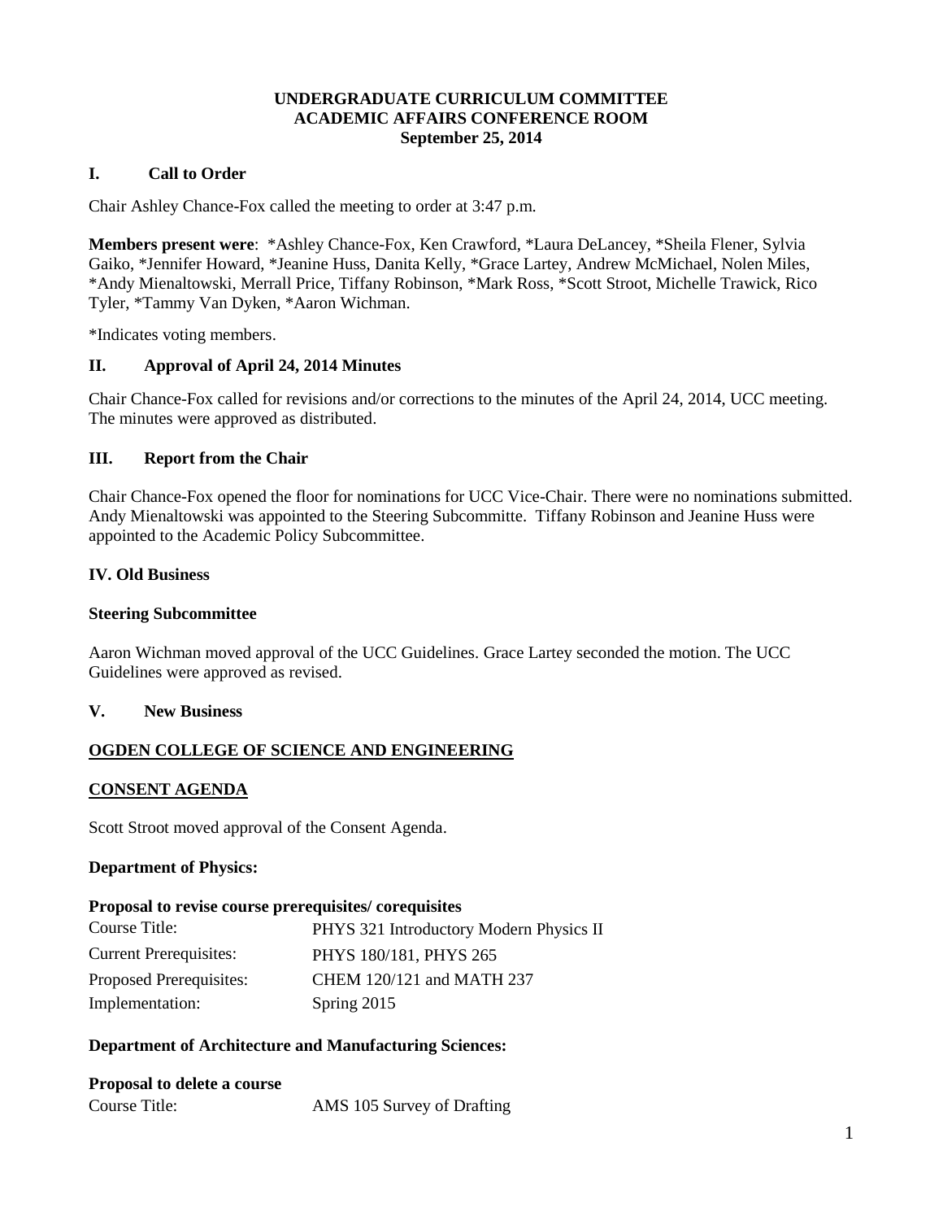**UNDERGRADUATE CURRICULUM COMMITTEE**
**ACADEMIC AFFAIRS CONFERENCE ROOM**
**September 25, 2014**

## I. Call to Order

Chair Ashley Chance-Fox called the meeting to order at 3:47 p.m.

**Members present were**: *Ashley Chance-Fox, Ken Crawford, *Laura DeLancey, *Sheila Flener, Sylvia Gaiko, *Jennifer Howard, *Jeanine Huss, Danita Kelly, *Grace Lartey, Andrew McMichael, Nolen Miles, *Andy Mienaltowski, Merrall Price, Tiffany Robinson, *Mark Ross, *Scott Stroot, Michelle Trawick, Rico Tyler, *Tammy Van Dyken, *Aaron Wichman.

*Indicates voting members.

## II. Approval of April 24, 2014 Minutes

Chair Chance-Fox called for revisions and/or corrections to the minutes of the April 24, 2014, UCC meeting. The minutes were approved as distributed.

## III. Report from the Chair

Chair Chance-Fox opened the floor for nominations for UCC Vice-Chair. There were no nominations submitted. Andy Mienaltowski was appointed to the Steering Subcommittee. Tiffany Robinson and Jeanine Huss were appointed to the Academic Policy Subcommittee.

## IV. Old Business

**Steering Subcommittee**

Aaron Wichman moved approval of the UCC Guidelines. Grace Lartey seconded the motion. The UCC Guidelines were approved as revised.

## V. New Business

**OGDEN COLLEGE OF SCIENCE AND ENGINEERING**

**CONSENT AGENDA**

Scott Stroot moved approval of the Consent Agenda.

**Department of Physics:**

**Proposal to revise course prerequisites/ corequisites**

| | |
|---|---|
| Course Title: | PHYS 321 Introductory Modern Physics II |
| Current Prerequisites: | PHYS 180/181, PHYS 265 |
| Proposed Prerequisites: | CHEM 120/121 and MATH 237 |
| Implementation: | Spring 2015 |

**Department of Architecture and Manufacturing Sciences:**

**Proposal to delete a course**

| | |
|---|---|
| Course Title: | AMS 105 Survey of Drafting |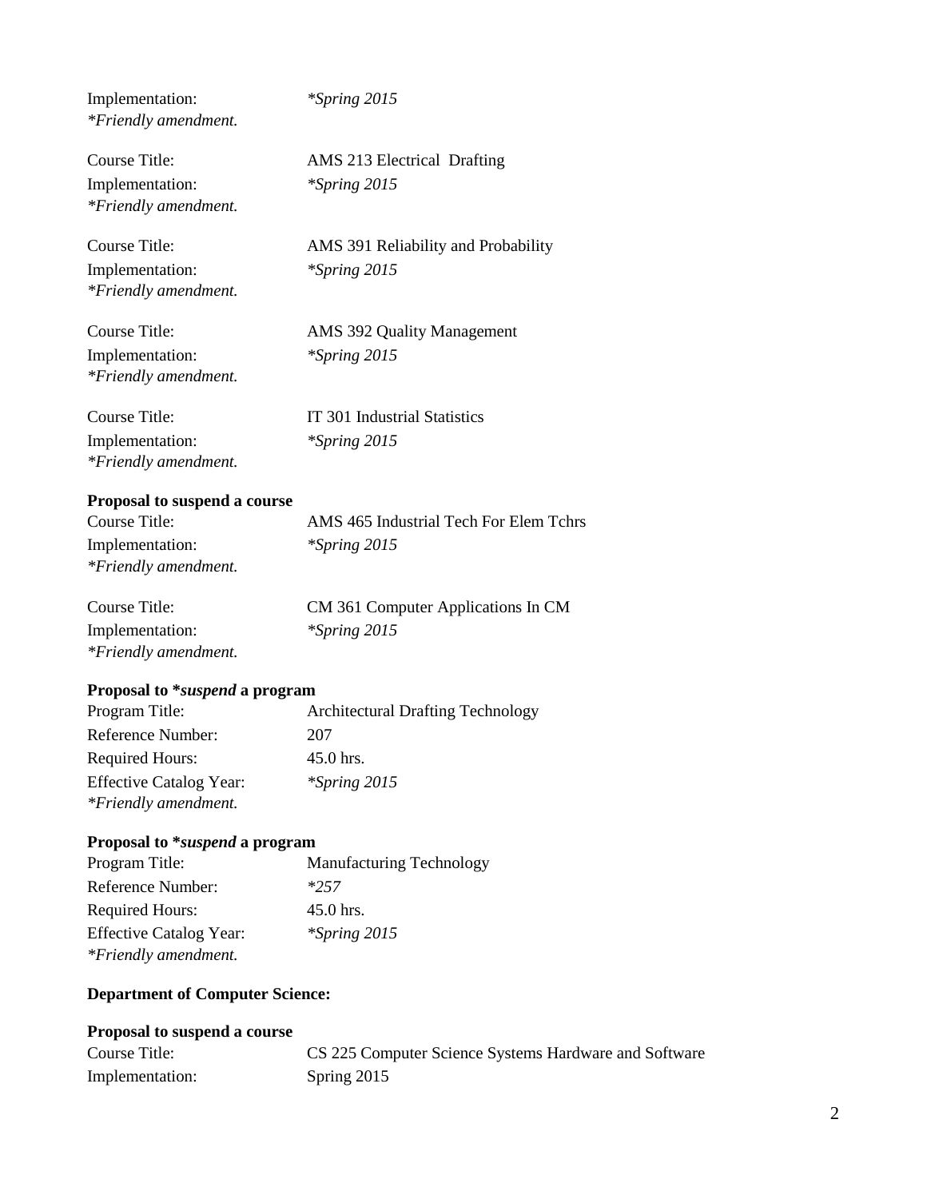Implementation: *Spring 2015*
*\*Friendly amendment.*

Course Title: AMS 213 Electrical Drafting
Implementation: *\*Spring 2015*
*\*Friendly amendment.*

Course Title: AMS 391 Reliability and Probability
Implementation: *\*Spring 2015*
*\*Friendly amendment.*

Course Title: AMS 392 Quality Management
Implementation: *\*Spring 2015*
*\*Friendly amendment.*

Course Title: IT 301 Industrial Statistics
Implementation: *\*Spring 2015*
*\*Friendly amendment.*

**Proposal to suspend a course**
Course Title: AMS 465 Industrial Tech For Elem Tchrs
Implementation: *\*Spring 2015*
*\*Friendly amendment.*

Course Title: CM 361 Computer Applications In CM
Implementation: *\*Spring 2015*
*\*Friendly amendment.*

**Proposal to \**suspend* a program**
Program Title: Architectural Drafting Technology
Reference Number: 207
Required Hours: 45.0 hrs.
Effective Catalog Year: *\*Spring 2015*
*\*Friendly amendment.*

**Proposal to \**suspend* a program**
Program Title: Manufacturing Technology
Reference Number: *\*257*
Required Hours: 45.0 hrs.
Effective Catalog Year: *\*Spring 2015*
*\*Friendly amendment.*

**Department of Computer Science:**

**Proposal to suspend a course**
Course Title: CS 225 Computer Science Systems Hardware and Software
Implementation: Spring 2015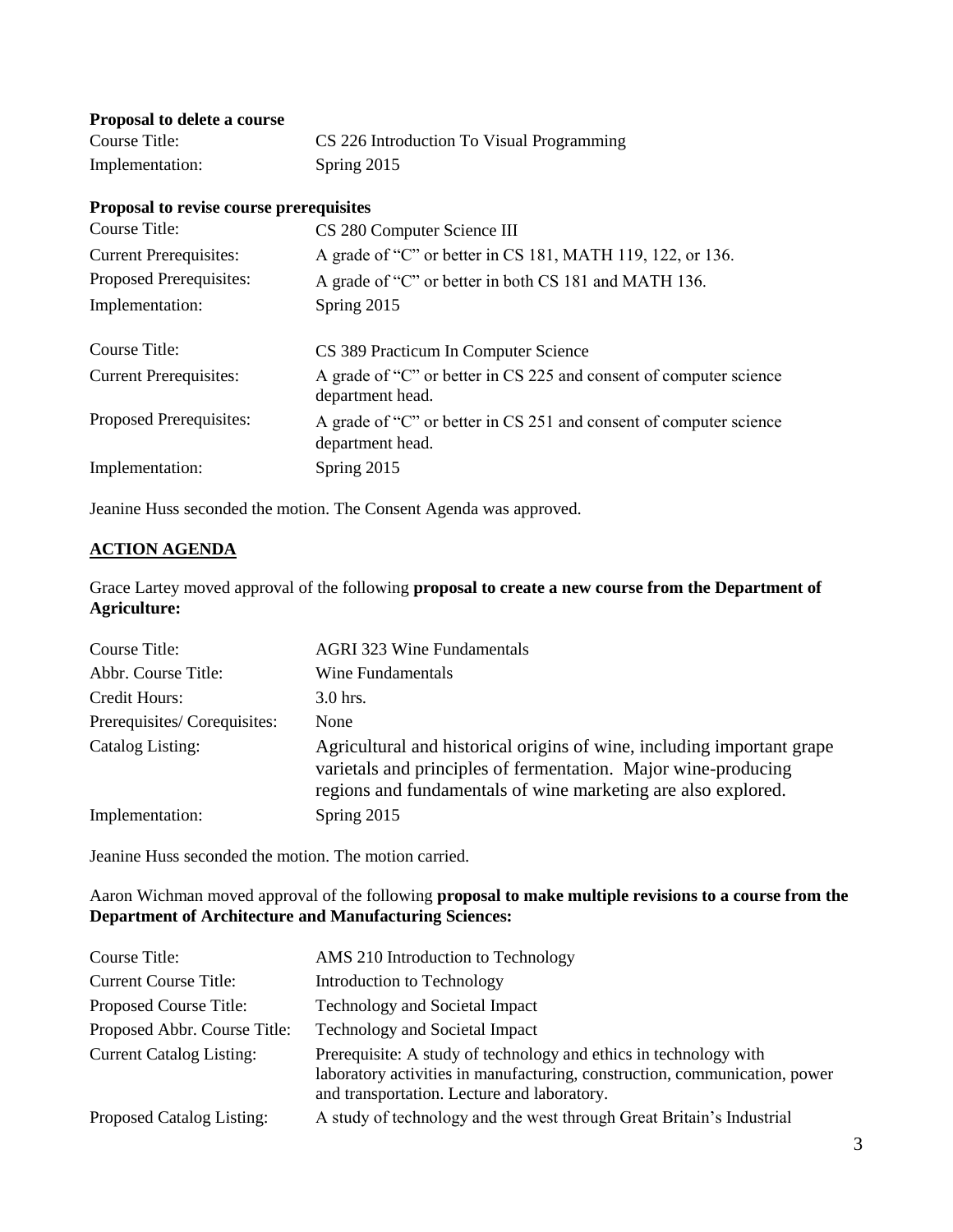**Proposal to delete a course**

| | |
|---|---|
| Course Title: | CS 226 Introduction To Visual Programming |
| Implementation: | Spring 2015 |

**Proposal to revise course prerequisites**

| | |
|---|---|
| Course Title: | CS 280 Computer Science III |
| Current Prerequisites: | A grade of "C" or better in CS 181, MATH 119, 122, or 136. |
| Proposed Prerequisites: | A grade of "C" or better in both CS 181 and MATH 136. |
| Implementation: | Spring 2015 |

| | |
|---|---|
| Course Title: | CS 389 Practicum In Computer Science |
| Current Prerequisites: | A grade of "C" or better in CS 225 and consent of computer science department head. |
| Proposed Prerequisites: | A grade of "C" or better in CS 251 and consent of computer science department head. |
| Implementation: | Spring 2015 |

Jeanine Huss seconded the motion. The Consent Agenda was approved.

## ACTION AGENDA

Grace Lartey moved approval of the following **proposal to create a new course from the Department of Agriculture:**

| | |
|---|---|
| Course Title: | AGRI 323 Wine Fundamentals |
| Abbr. Course Title: | Wine Fundamentals |
| Credit Hours: | 3.0 hrs. |
| Prerequisites/ Corequisites: | None |
| Catalog Listing: | Agricultural and historical origins of wine, including important grape varietals and principles of fermentation. Major wine-producing regions and fundamentals of wine marketing are also explored. |
| Implementation: | Spring 2015 |

Jeanine Huss seconded the motion. The motion carried.

Aaron Wichman moved approval of the following **proposal to make multiple revisions to a course from the Department of Architecture and Manufacturing Sciences:**

| | |
|---|---|
| Course Title: | AMS 210 Introduction to Technology |
| Current Course Title: | Introduction to Technology |
| Proposed Course Title: | Technology and Societal Impact |
| Proposed Abbr. Course Title: | Technology and Societal Impact |
| Current Catalog Listing: | Prerequisite: A study of technology and ethics in technology with laboratory activities in manufacturing, construction, communication, power and transportation. Lecture and laboratory. |
| Proposed Catalog Listing: | A study of technology and the west through Great Britain's Industrial |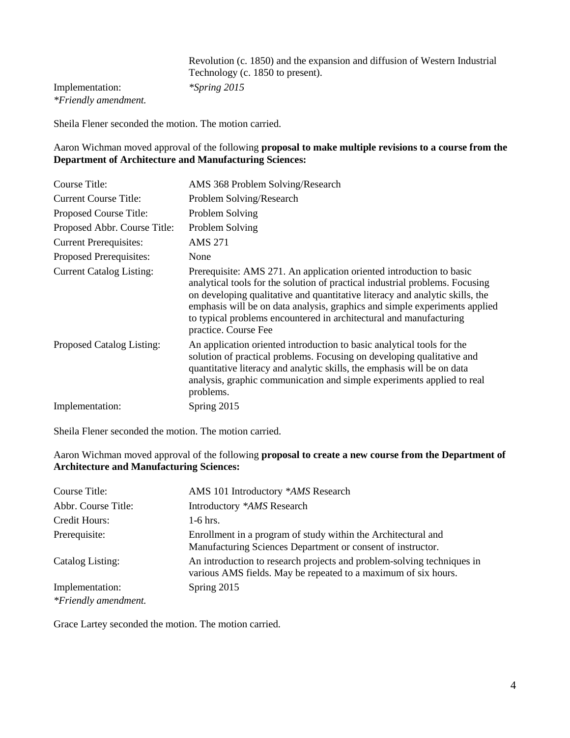| | |
|---|---|
| | Revolution (c. 1850) and the expansion and diffusion of Western Industrial Technology (c. 1850 to present). |
| Implementation: | *\*Spring 2015* |
| *\*Friendly amendment.* | |

Sheila Flener seconded the motion. The motion carried.

Aaron Wichman moved approval of the following **proposal to make multiple revisions to a course from the Department of Architecture and Manufacturing Sciences:**

| | |
|---|---|
| Course Title: | AMS 368 Problem Solving/Research |
| Current Course Title: | Problem Solving/Research |
| Proposed Course Title: | Problem Solving |
| Proposed Abbr. Course Title: | Problem Solving |
| Current Prerequisites: | AMS 271 |
| Proposed Prerequisites: | None |
| Current Catalog Listing: | Prerequisite: AMS 271. An application oriented introduction to basic analytical tools for the solution of practical industrial problems. Focusing on developing qualitative and quantitative literacy and analytic skills, the emphasis will be on data analysis, graphics and simple experiments applied to typical problems encountered in architectural and manufacturing practice. Course Fee |
| Proposed Catalog Listing: | An application oriented introduction to basic analytical tools for the solution of practical problems. Focusing on developing qualitative and quantitative literacy and analytic skills, the emphasis will be on data analysis, graphic communication and simple experiments applied to real problems. |
| Implementation: | Spring 2015 |

Sheila Flener seconded the motion. The motion carried.

Aaron Wichman moved approval of the following **proposal to create a new course from the Department of Architecture and Manufacturing Sciences:**

| | |
|---|---|
| Course Title: | AMS 101 Introductory *\*AMS* Research |
| Abbr. Course Title: | Introductory *\*AMS* Research |
| Credit Hours: | 1-6 hrs. |
| Prerequisite: | Enrollment in a program of study within the Architectural and Manufacturing Sciences Department or consent of instructor. |
| Catalog Listing: | An introduction to research projects and problem-solving techniques in various AMS fields. May be repeated to a maximum of six hours. |
| Implementation: | Spring 2015 |
| *\*Friendly amendment.* | |

Grace Lartey seconded the motion. The motion carried.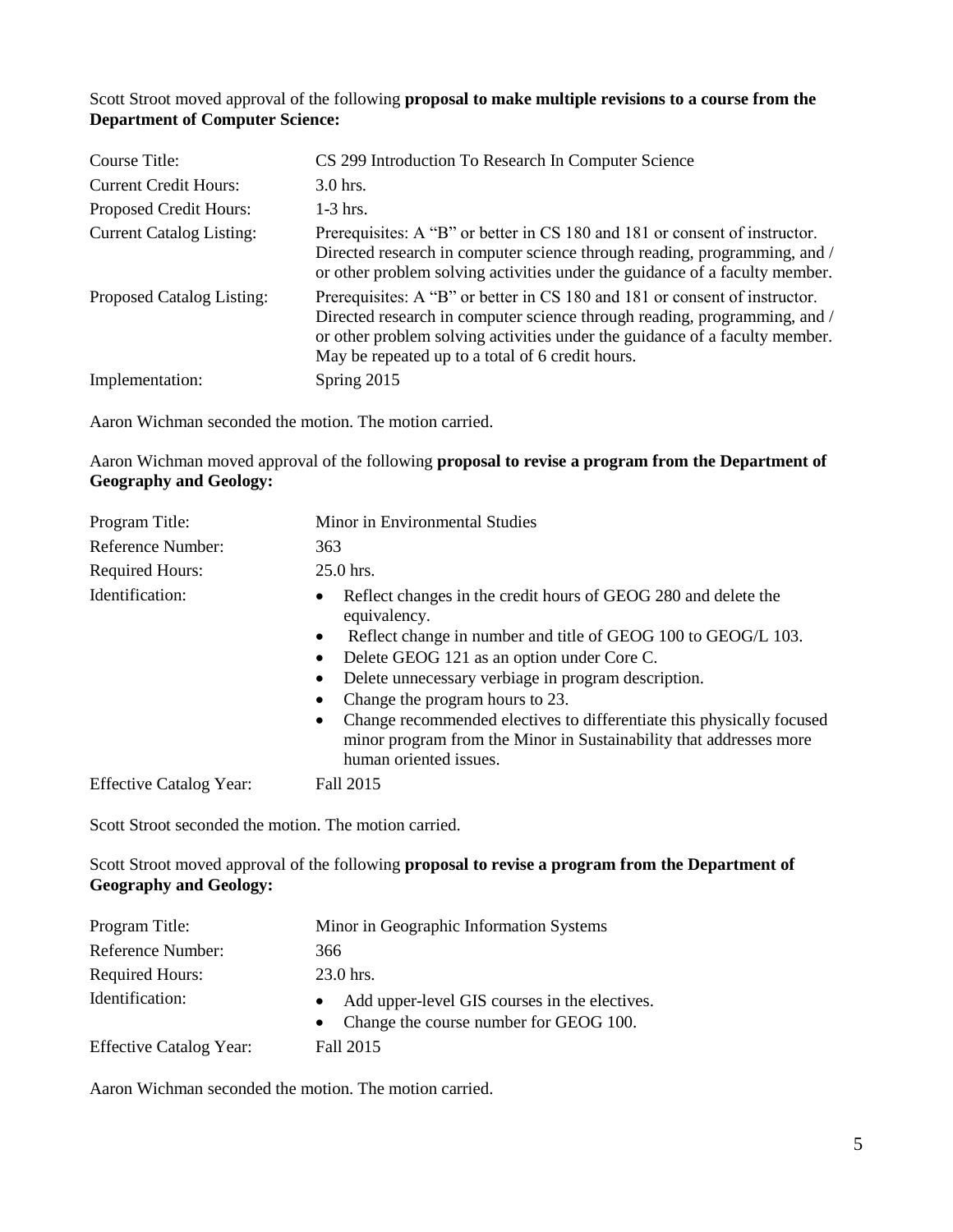Scott Stroot moved approval of the following **proposal to make multiple revisions to a course from the Department of Computer Science:**

| | |
|---|---|
| Course Title: | CS 299 Introduction To Research In Computer Science |
| Current Credit Hours: | 3.0 hrs. |
| Proposed Credit Hours: | 1-3 hrs. |
| Current Catalog Listing: | Prerequisites: A "B" or better in CS 180 and 181 or consent of instructor. Directed research in computer science through reading, programming, and / or other problem solving activities under the guidance of a faculty member. |
| Proposed Catalog Listing: | Prerequisites: A "B" or better in CS 180 and 181 or consent of instructor. Directed research in computer science through reading, programming, and / or other problem solving activities under the guidance of a faculty member. May be repeated up to a total of 6 credit hours. |
| Implementation: | Spring 2015 |

Aaron Wichman seconded the motion. The motion carried.

Aaron Wichman moved approval of the following **proposal to revise a program from the Department of Geography and Geology:**

| | |
|---|---|
| Program Title: | Minor in Environmental Studies |
| Reference Number: | 363 |
| Required Hours: | 25.0 hrs. |
| Identification: | • Reflect changes in the credit hours of GEOG 280 and delete the equivalency.<br>• Reflect change in number and title of GEOG 100 to GEOG/L 103.<br>• Delete GEOG 121 as an option under Core C.<br>• Delete unnecessary verbiage in program description.<br>• Change the program hours to 23.<br>• Change recommended electives to differentiate this physically focused minor program from the Minor in Sustainability that addresses more human oriented issues. |
| Effective Catalog Year: | Fall 2015 |

Scott Stroot seconded the motion. The motion carried.

Scott Stroot moved approval of the following **proposal to revise a program from the Department of Geography and Geology:**

| | |
|---|---|
| Program Title: | Minor in Geographic Information Systems |
| Reference Number: | 366 |
| Required Hours: | 23.0 hrs. |
| Identification: | • Add upper-level GIS courses in the electives.<br>• Change the course number for GEOG 100. |
| Effective Catalog Year: | Fall 2015 |

Aaron Wichman seconded the motion. The motion carried.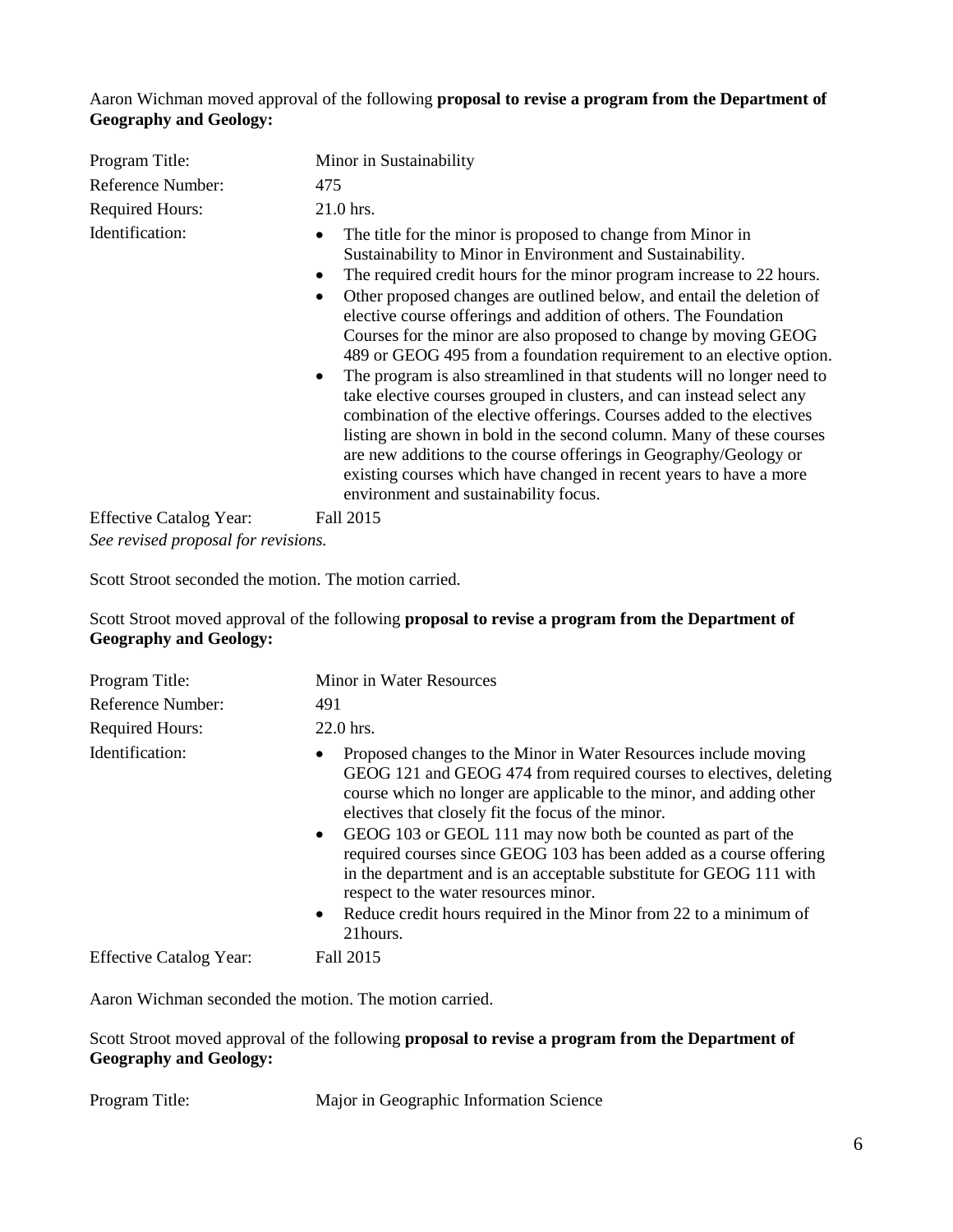Aaron Wichman moved approval of the following **proposal to revise a program from the Department of Geography and Geology:**

| | |
|---|---|
| Program Title: | Minor in Sustainability |
| Reference Number: | 475 |
| Required Hours: | 21.0 hrs. |
| Identification: | • The title for the minor is proposed to change from Minor in Sustainability to Minor in Environment and Sustainability.<br>• The required credit hours for the minor program increase to 22 hours.<br>• Other proposed changes are outlined below, and entail the deletion of elective course offerings and addition of others. The Foundation Courses for the minor are also proposed to change by moving GEOG 489 or GEOG 495 from a foundation requirement to an elective option.<br>• The program is also streamlined in that students will no longer need to take elective courses grouped in clusters, and can instead select any combination of the elective offerings. Courses added to the electives listing are shown in bold in the second column. Many of these courses are new additions to the course offerings in Geography/Geology or existing courses which have changed in recent years to have a more environment and sustainability focus. |
| Effective Catalog Year: | Fall 2015 |

*See revised proposal for revisions.*

Scott Stroot seconded the motion. The motion carried.

Scott Stroot moved approval of the following **proposal to revise a program from the Department of Geography and Geology:**

| | |
|---|---|
| Program Title: | Minor in Water Resources |
| Reference Number: | 491 |
| Required Hours: | 22.0 hrs. |
| Identification: | • Proposed changes to the Minor in Water Resources include moving GEOG 121 and GEOG 474 from required courses to electives, deleting course which no longer are applicable to the minor, and adding other electives that closely fit the focus of the minor.<br>• GEOG 103 or GEOL 111 may now both be counted as part of the required courses since GEOG 103 has been added as a course offering in the department and is an acceptable substitute for GEOG 111 with respect to the water resources minor.<br>• Reduce credit hours required in the Minor from 22 to a minimum of 21hours. |
| Effective Catalog Year: | Fall 2015 |

Aaron Wichman seconded the motion. The motion carried.

Scott Stroot moved approval of the following **proposal to revise a program from the Department of Geography and Geology:**

| | |
|---|---|
| Program Title: | Major in Geographic Information Science |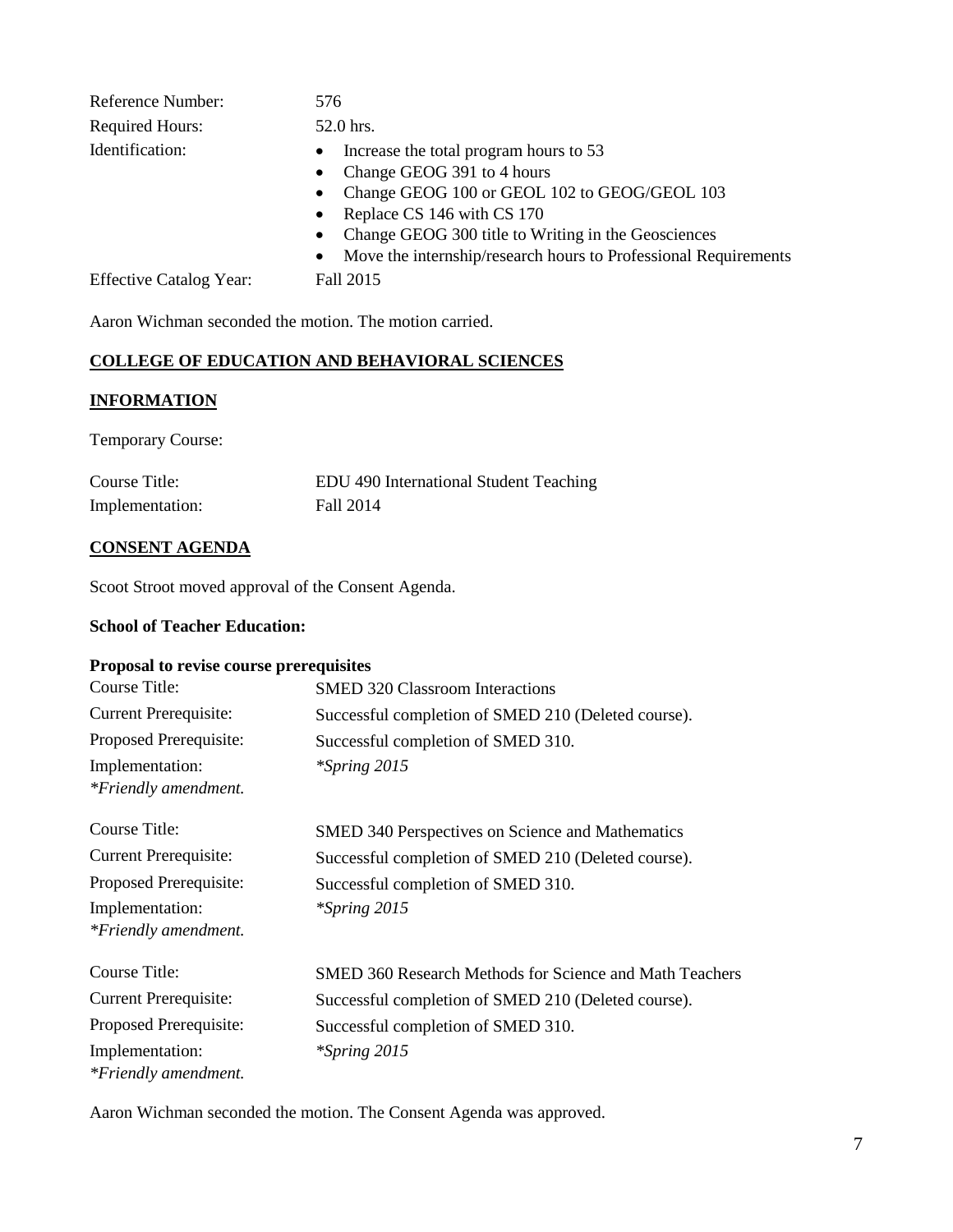| | |
|---|---|
| Reference Number: | 576 |
| Required Hours: | 52.0 hrs. |
| Identification: | • Increase the total program hours to 53<br>• Change GEOG 391 to 4 hours<br>• Change GEOG 100 or GEOL 102 to GEOG/GEOL 103<br>• Replace CS 146 with CS 170<br>• Change GEOG 300 title to Writing in the Geosciences<br>• Move the internship/research hours to Professional Requirements |
| Effective Catalog Year: | Fall 2015 |

Aaron Wichman seconded the motion. The motion carried.

**COLLEGE OF EDUCATION AND BEHAVIORAL SCIENCES**

**INFORMATION**

Temporary Course:

| | |
|---|---|
| Course Title: | EDU 490 International Student Teaching |
| Implementation: | Fall 2014 |

**CONSENT AGENDA**

Scoot Stroot moved approval of the Consent Agenda.

**School of Teacher Education:**

**Proposal to revise course prerequisites**

| | |
|---|---|
| Course Title: | SMED 320 Classroom Interactions |
| Current Prerequisite: | Successful completion of SMED 210 (Deleted course). |
| Proposed Prerequisite: | Successful completion of SMED 310. |
| Implementation:<br>*\*Friendly amendment.* | *\*Spring 2015* |

| | |
|---|---|
| Course Title: | SMED 340 Perspectives on Science and Mathematics |
| Current Prerequisite: | Successful completion of SMED 210 (Deleted course). |
| Proposed Prerequisite: | Successful completion of SMED 310. |
| Implementation:<br>*\*Friendly amendment.* | *\*Spring 2015* |

| | |
|---|---|
| Course Title: | SMED 360 Research Methods for Science and Math Teachers |
| Current Prerequisite: | Successful completion of SMED 210 (Deleted course). |
| Proposed Prerequisite: | Successful completion of SMED 310. |
| Implementation:<br>*\*Friendly amendment.* | *\*Spring 2015* |

Aaron Wichman seconded the motion. The Consent Agenda was approved.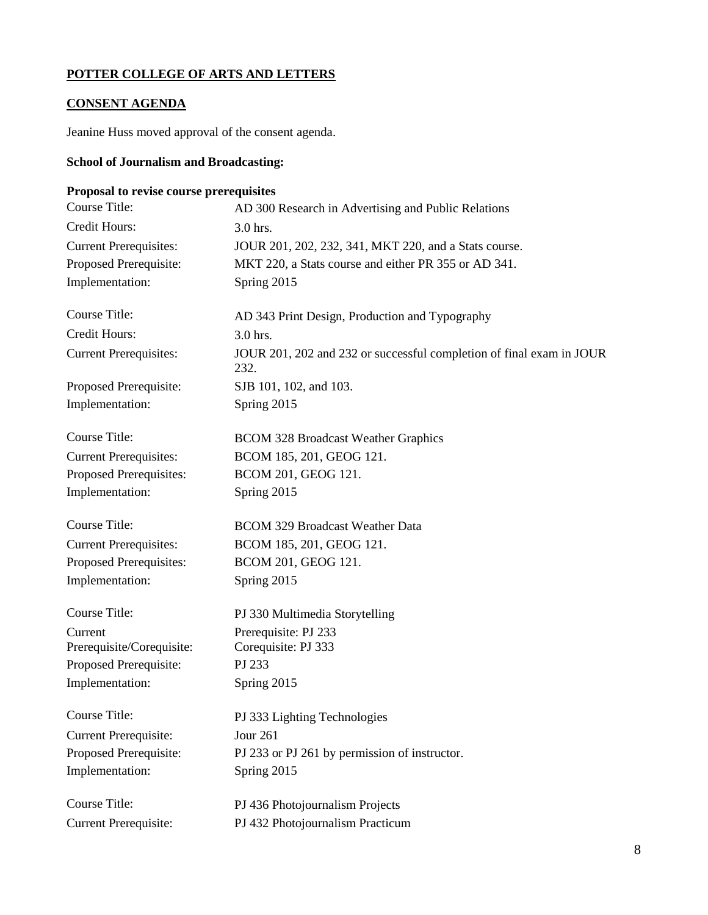**POTTER COLLEGE OF ARTS AND LETTERS**

**CONSENT AGENDA**

Jeanine Huss moved approval of the consent agenda.

**School of Journalism and Broadcasting:**

**Proposal to revise course prerequisites**

| | |
|---|---|
| Course Title: | AD 300 Research in Advertising and Public Relations |
| Credit Hours: | 3.0 hrs. |
| Current Prerequisites: | JOUR 201, 202, 232, 341, MKT 220, and a Stats course. |
| Proposed Prerequisite: | MKT 220, a Stats course and either PR 355 or AD 341. |
| Implementation: | Spring 2015 |

| | |
|---|---|
| Course Title: | AD 343 Print Design, Production and Typography |
| Credit Hours: | 3.0 hrs. |
| Current Prerequisites: | JOUR 201, 202 and 232 or successful completion of final exam in JOUR 232. |
| Proposed Prerequisite: | SJB 101, 102, and 103. |
| Implementation: | Spring 2015 |

| | |
|---|---|
| Course Title: | BCOM 328 Broadcast Weather Graphics |
| Current Prerequisites: | BCOM 185, 201, GEOG 121. |
| Proposed Prerequisites: | BCOM 201, GEOG 121. |
| Implementation: | Spring 2015 |

| | |
|---|---|
| Course Title: | BCOM 329 Broadcast Weather Data |
| Current Prerequisites: | BCOM 185, 201, GEOG 121. |
| Proposed Prerequisites: | BCOM 201, GEOG 121. |
| Implementation: | Spring 2015 |

| | |
|---|---|
| Course Title: | PJ 330 Multimedia Storytelling |
| Current Prerequisite/Corequisite: | Prerequisite: PJ 233<br>Corequisite: PJ 333 |
| Proposed Prerequisite: | PJ 233 |
| Implementation: | Spring 2015 |

| | |
|---|---|
| Course Title: | PJ 333 Lighting Technologies |
| Current Prerequisite: | Jour 261 |
| Proposed Prerequisite: | PJ 233 or PJ 261 by permission of instructor. |
| Implementation: | Spring 2015 |

| | |
|---|---|
| Course Title: | PJ 436 Photojournalism Projects |
| Current Prerequisite: | PJ 432 Photojournalism Practicum |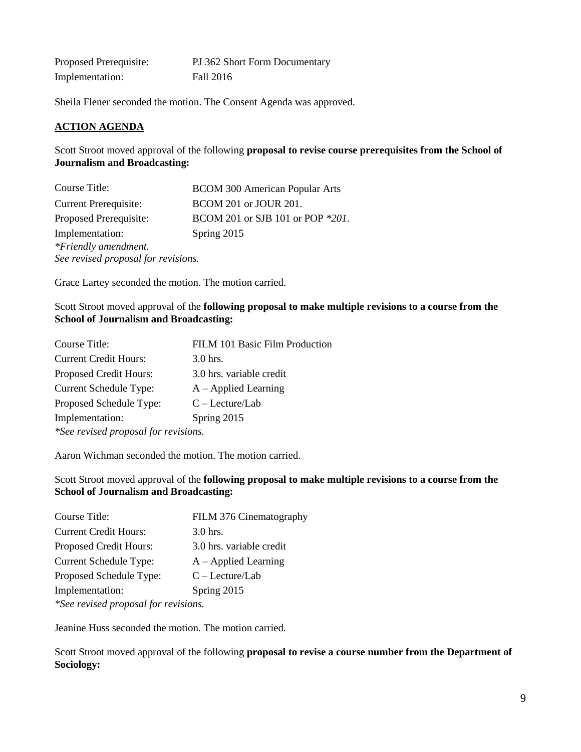Proposed Prerequisite: PJ 362 Short Form Documentary
Implementation: Fall 2016

Sheila Flener seconded the motion. The Consent Agenda was approved.

**ACTION AGENDA**

Scott Stroot moved approval of the following **proposal to revise course prerequisites from the School of Journalism and Broadcasting:**

| | |
|---|---|
| Course Title: | BCOM 300 American Popular Arts |
| Current Prerequisite: | BCOM 201 or JOUR 201. |
| Proposed Prerequisite: | BCOM 201 or SJB 101 or POP *201*. |
| Implementation: | Spring 2015 |

*\*Friendly amendment.*
*See revised proposal for revisions.*

Grace Lartey seconded the motion. The motion carried.

Scott Stroot moved approval of the **following proposal to make multiple revisions to a course from the School of Journalism and Broadcasting:**

| | |
|---|---|
| Course Title: | FILM 101 Basic Film Production |
| Current Credit Hours: | 3.0 hrs. |
| Proposed Credit Hours: | 3.0 hrs. variable credit |
| Current Schedule Type: | A – Applied Learning |
| Proposed Schedule Type: | C – Lecture/Lab |
| Implementation: | Spring 2015 |

*\*See revised proposal for revisions.*

Aaron Wichman seconded the motion. The motion carried.

Scott Stroot moved approval of the **following proposal to make multiple revisions to a course from the School of Journalism and Broadcasting:**

| | |
|---|---|
| Course Title: | FILM 376 Cinematography |
| Current Credit Hours: | 3.0 hrs. |
| Proposed Credit Hours: | 3.0 hrs. variable credit |
| Current Schedule Type: | A – Applied Learning |
| Proposed Schedule Type: | C – Lecture/Lab |
| Implementation: | Spring 2015 |

*\*See revised proposal for revisions.*

Jeanine Huss seconded the motion. The motion carried.

Scott Stroot moved approval of the following **proposal to revise a course number from the Department of Sociology:**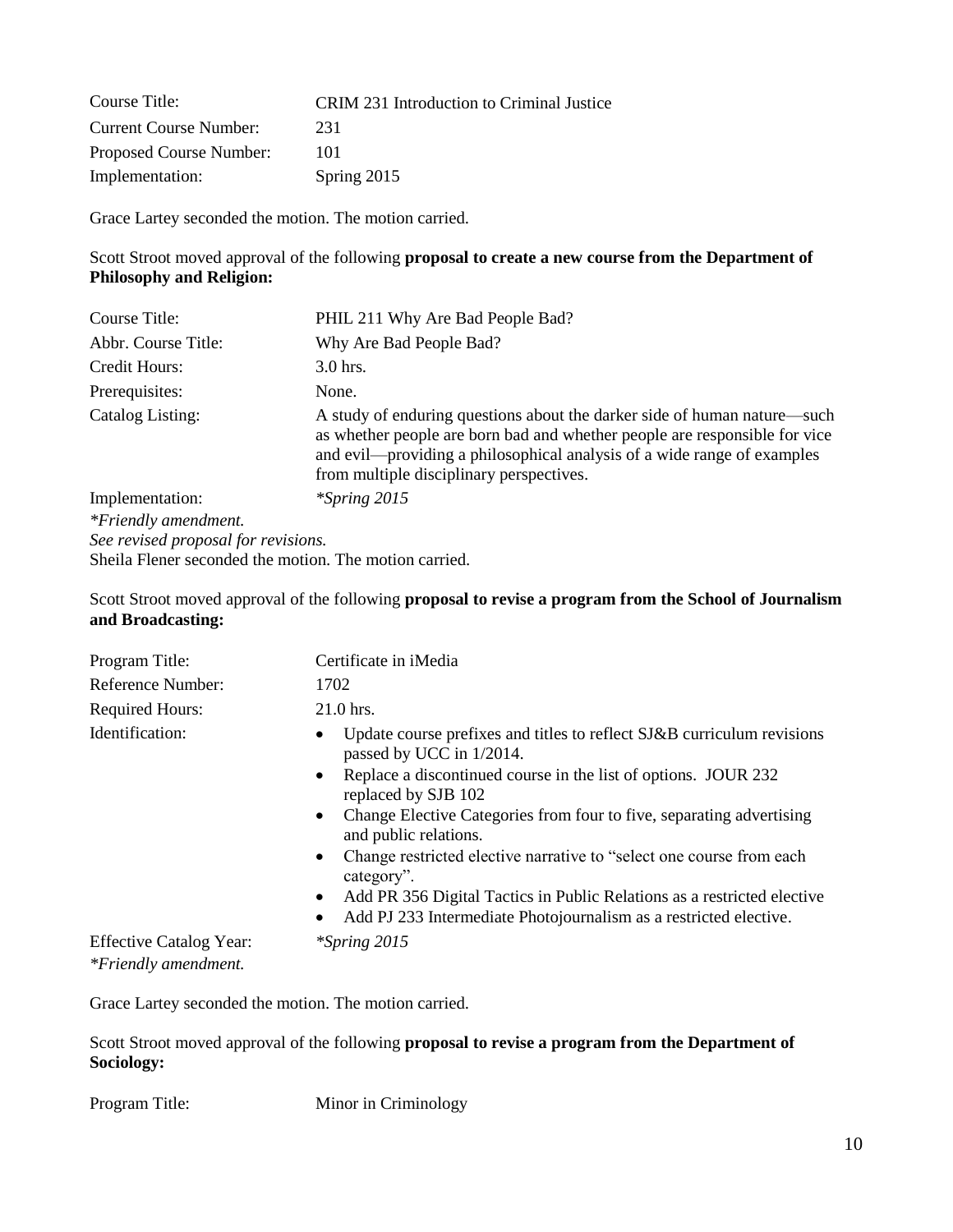| | |
|---|---|
| Course Title: | CRIM 231 Introduction to Criminal Justice |
| Current Course Number: | 231 |
| Proposed Course Number: | 101 |
| Implementation: | Spring 2015 |

Grace Lartey seconded the motion. The motion carried.

Scott Stroot moved approval of the following **proposal to create a new course from the Department of Philosophy and Religion:**

| | |
|---|---|
| Course Title: | PHIL 211 Why Are Bad People Bad? |
| Abbr. Course Title: | Why Are Bad People Bad? |
| Credit Hours: | 3.0 hrs. |
| Prerequisites: | None. |
| Catalog Listing: | A study of enduring questions about the darker side of human nature—such as whether people are born bad and whether people are responsible for vice and evil—providing a philosophical analysis of a wide range of examples from multiple disciplinary perspectives. |
| Implementation: | *\*Spring 2015* |

*\*Friendly amendment.*
*See revised proposal for revisions.*
Sheila Flener seconded the motion. The motion carried.

Scott Stroot moved approval of the following **proposal to revise a program from the School of Journalism and Broadcasting:**

| | |
|---|---|
| Program Title: | Certificate in iMedia |
| Reference Number: | 1702 |
| Required Hours: | 21.0 hrs. |
| Identification: | • Update course prefixes and titles to reflect SJ&B curriculum revisions passed by UCC in 1/2014.<br>• Replace a discontinued course in the list of options. JOUR 232 replaced by SJB 102<br>• Change Elective Categories from four to five, separating advertising and public relations.<br>• Change restricted elective narrative to "select one course from each category".<br>• Add PR 356 Digital Tactics in Public Relations as a restricted elective<br>• Add PJ 233 Intermediate Photojournalism as a restricted elective. |
| Effective Catalog Year: | *\*Spring 2015* |

*\*Friendly amendment.*

Grace Lartey seconded the motion. The motion carried.

Scott Stroot moved approval of the following **proposal to revise a program from the Department of Sociology:**

| | |
|---|---|
| Program Title: | Minor in Criminology |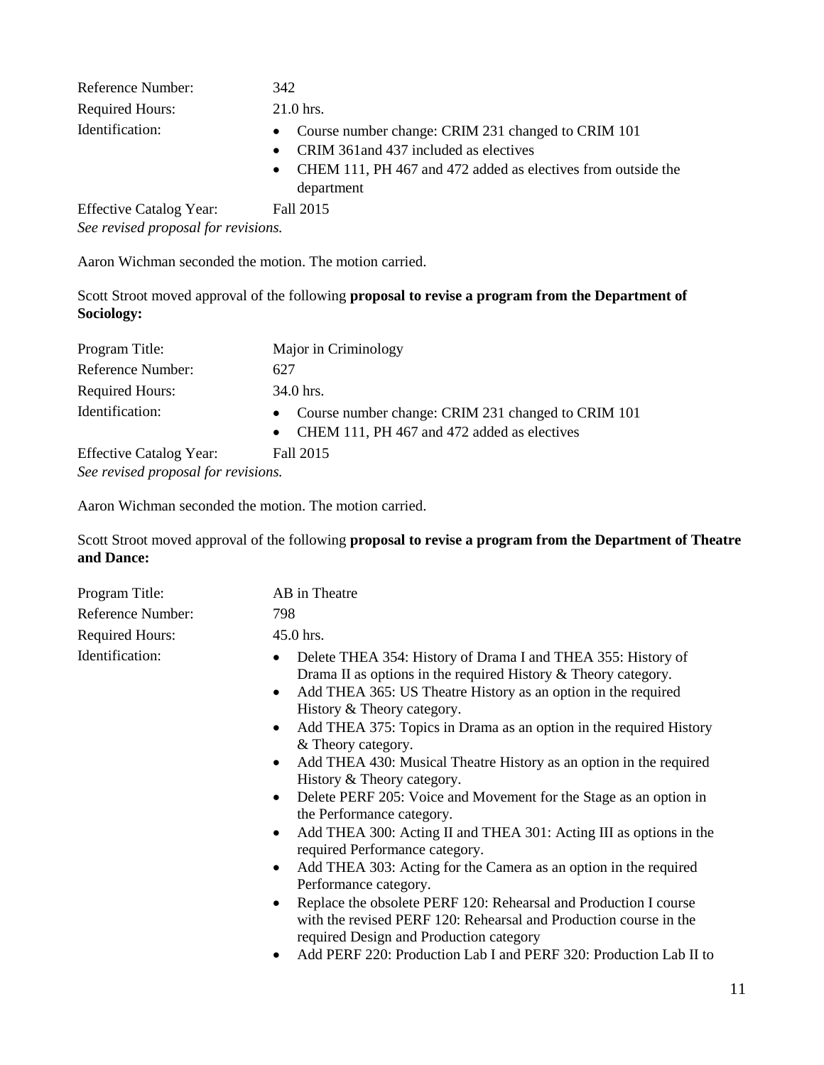| | |
|---|---|
| Reference Number: | 342 |
| Required Hours: | 21.0 hrs. |
| Identification: | • Course number change: CRIM 231 changed to CRIM 101<br>• CRIM 361and 437 included as electives<br>• CHEM 111, PH 467 and 472 added as electives from outside the department |
| Effective Catalog Year: | Fall 2015 |

*See revised proposal for revisions.*

Aaron Wichman seconded the motion. The motion carried.

Scott Stroot moved approval of the following **proposal to revise a program from the Department of Sociology:**

| | |
|---|---|
| Program Title: | Major in Criminology |
| Reference Number: | 627 |
| Required Hours: | 34.0 hrs. |
| Identification: | • Course number change: CRIM 231 changed to CRIM 101<br>• CHEM 111, PH 467 and 472 added as electives |
| Effective Catalog Year: | Fall 2015 |

*See revised proposal for revisions.*

Aaron Wichman seconded the motion. The motion carried.

Scott Stroot moved approval of the following **proposal to revise a program from the Department of Theatre and Dance:**

| | |
|---|---|
| Program Title: | AB in Theatre |
| Reference Number: | 798 |
| Required Hours: | 45.0 hrs. |
| Identification: | • Delete THEA 354: History of Drama I and THEA 355: History of Drama II as options in the required History & Theory category.<br>• Add THEA 365: US Theatre History as an option in the required History & Theory category.<br>• Add THEA 375: Topics in Drama as an option in the required History & Theory category.<br>• Add THEA 430: Musical Theatre History as an option in the required History & Theory category.<br>• Delete PERF 205: Voice and Movement for the Stage as an option in the Performance category.<br>• Add THEA 300: Acting II and THEA 301: Acting III as options in the required Performance category.<br>• Add THEA 303: Acting for the Camera as an option in the required Performance category.<br>• Replace the obsolete PERF 120: Rehearsal and Production I course with the revised PERF 120: Rehearsal and Production course in the required Design and Production category<br>• Add PERF 220: Production Lab I and PERF 320: Production Lab II to |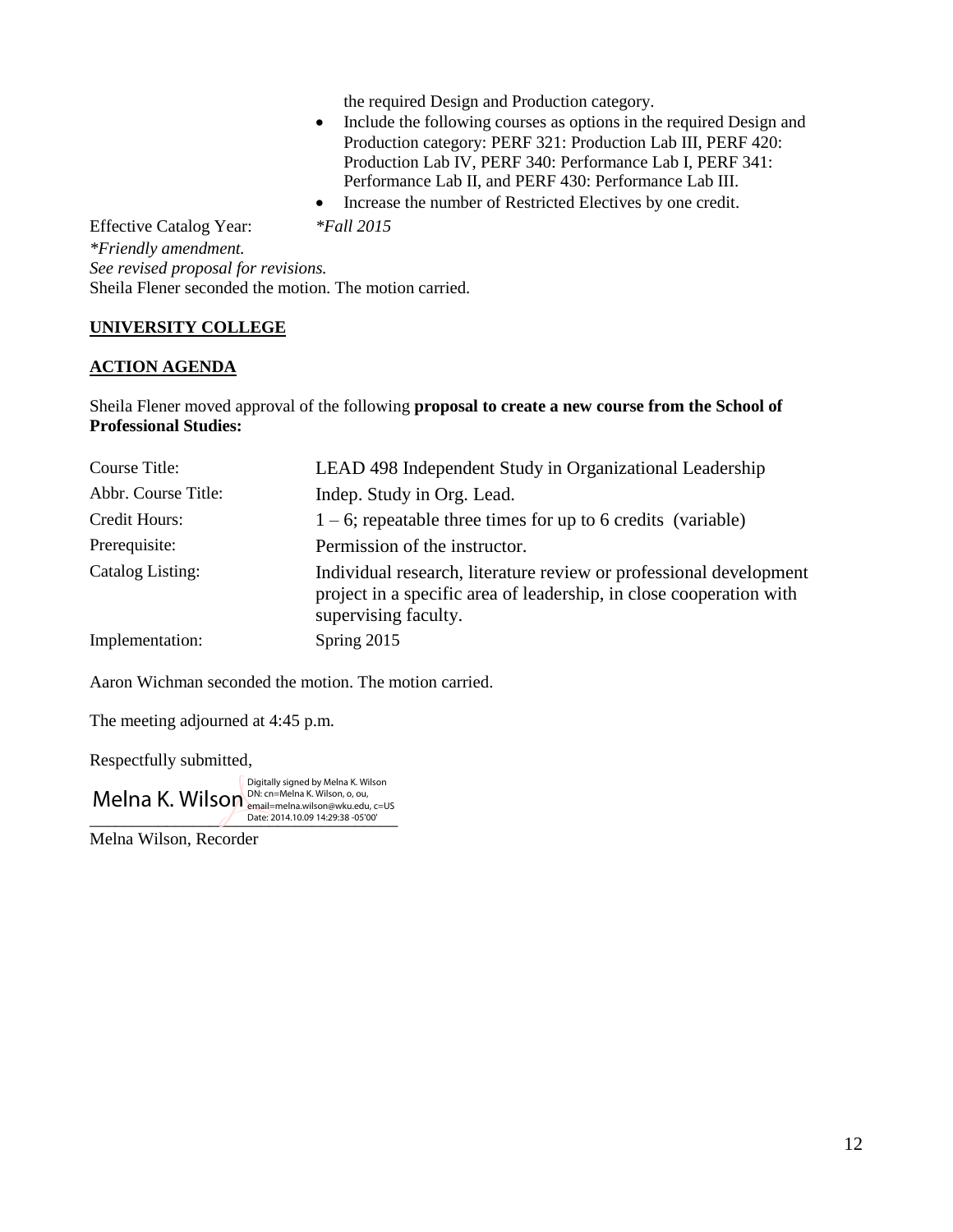the required Design and Production category.

- Include the following courses as options in the required Design and Production category: PERF 321: Production Lab III, PERF 420: Production Lab IV, PERF 340: Performance Lab I, PERF 341: Performance Lab II, and PERF 430: Performance Lab III.
- Increase the number of Restricted Electives by one credit.

Effective Catalog Year: *\*Fall 2015*

*\*Friendly amendment.*
*See revised proposal for revisions.*
Sheila Flener seconded the motion. The motion carried.

**UNIVERSITY COLLEGE**

**ACTION AGENDA**

Sheila Flener moved approval of the following **proposal to create a new course from the School of Professional Studies:**

| | |
|---|---|
| Course Title: | LEAD 498 Independent Study in Organizational Leadership |
| Abbr. Course Title: | Indep. Study in Org. Lead. |
| Credit Hours: | 1 – 6; repeatable three times for up to 6 credits (variable) |
| Prerequisite: | Permission of the instructor. |
| Catalog Listing: | Individual research, literature review or professional development project in a specific area of leadership, in close cooperation with supervising faculty. |
| Implementation: | Spring 2015 |

Aaron Wichman seconded the motion. The motion carried.

The meeting adjourned at 4:45 p.m.

Respectfully submitted,

Melna K. Wilson
Digitally signed by Melna K. Wilson
DN: cn=Melna K. Wilson, o, ou, email=melna.wilson@wku.edu, c=US
Date: 2014.10.09 14:29:38 -05'00'

Melna Wilson, Recorder